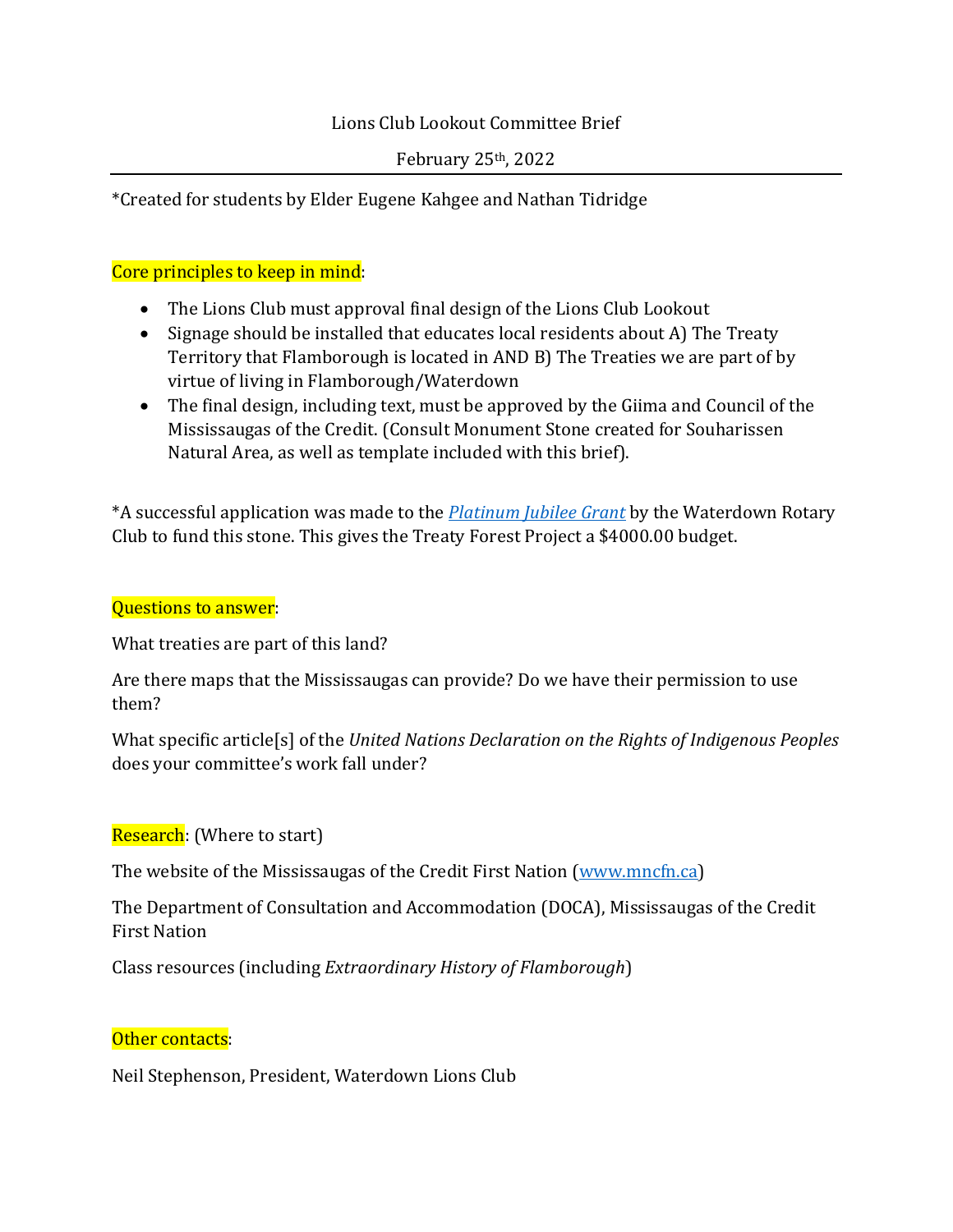Lions Club Lookout Committee Brief

February 25th, 2022

---

*Created for students by Elder Eugene Kahgee and Nathan Tidridge

Core principles to keep in mind:

- The Lions Club must approval final design of the Lions Club Lookout
- Signage should be installed that educates local residents about A) The Treaty Territory that Flamborough is located in AND B) The Treaties we are part of by virtue of living in Flamborough/Waterdown
- The final design, including text, must be approved by the Giima and Council of the Mississaugas of the Credit. (Consult Monument Stone created for Souharissen Natural Area, as well as template included with this brief).

*A successful application was made to the [*Platinum Jubilee Grant*]() by the Waterdown Rotary Club to fund this stone. This gives the Treaty Forest Project a $4000.00 budget.

Questions to answer:

What treaties are part of this land?

Are there maps that the Mississaugas can provide? Do we have their permission to use them?

What specific article[s] of the *United Nations Declaration on the Rights of Indigenous Peoples* does your committee's work fall under?

Research: (Where to start)

The website of the Mississaugas of the Credit First Nation ([www.mncfn.ca](http://www.mncfn.ca))

The Department of Consultation and Accommodation (DOCA), Mississaugas of the Credit First Nation

Class resources (including *Extraordinary History of Flamborough*)

Other contacts:

Neil Stephenson, President, Waterdown Lions Club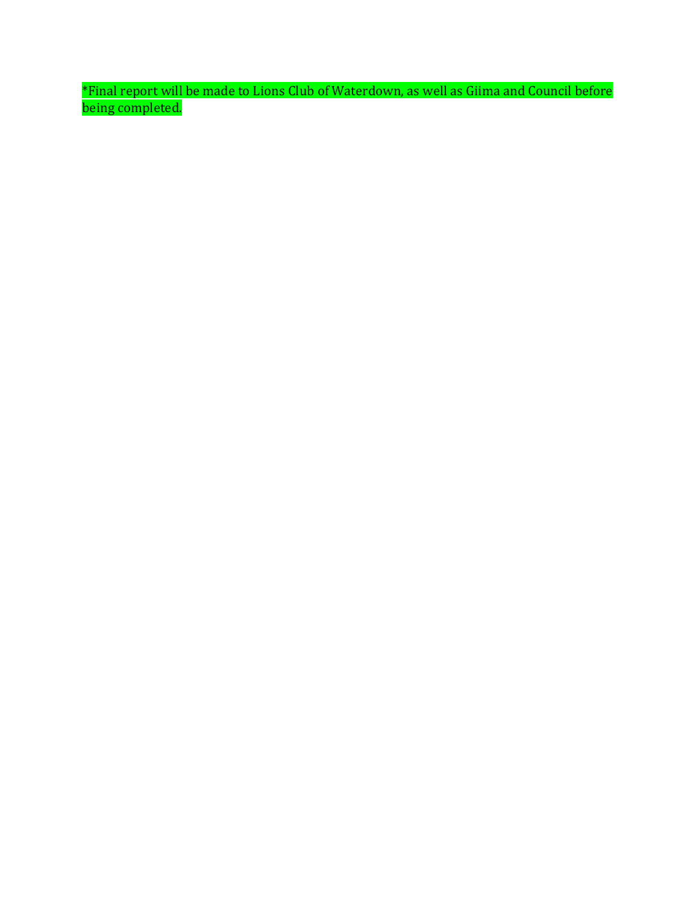*Final report will be made to Lions Club of Waterdown, as well as Giima and Council before being completed.